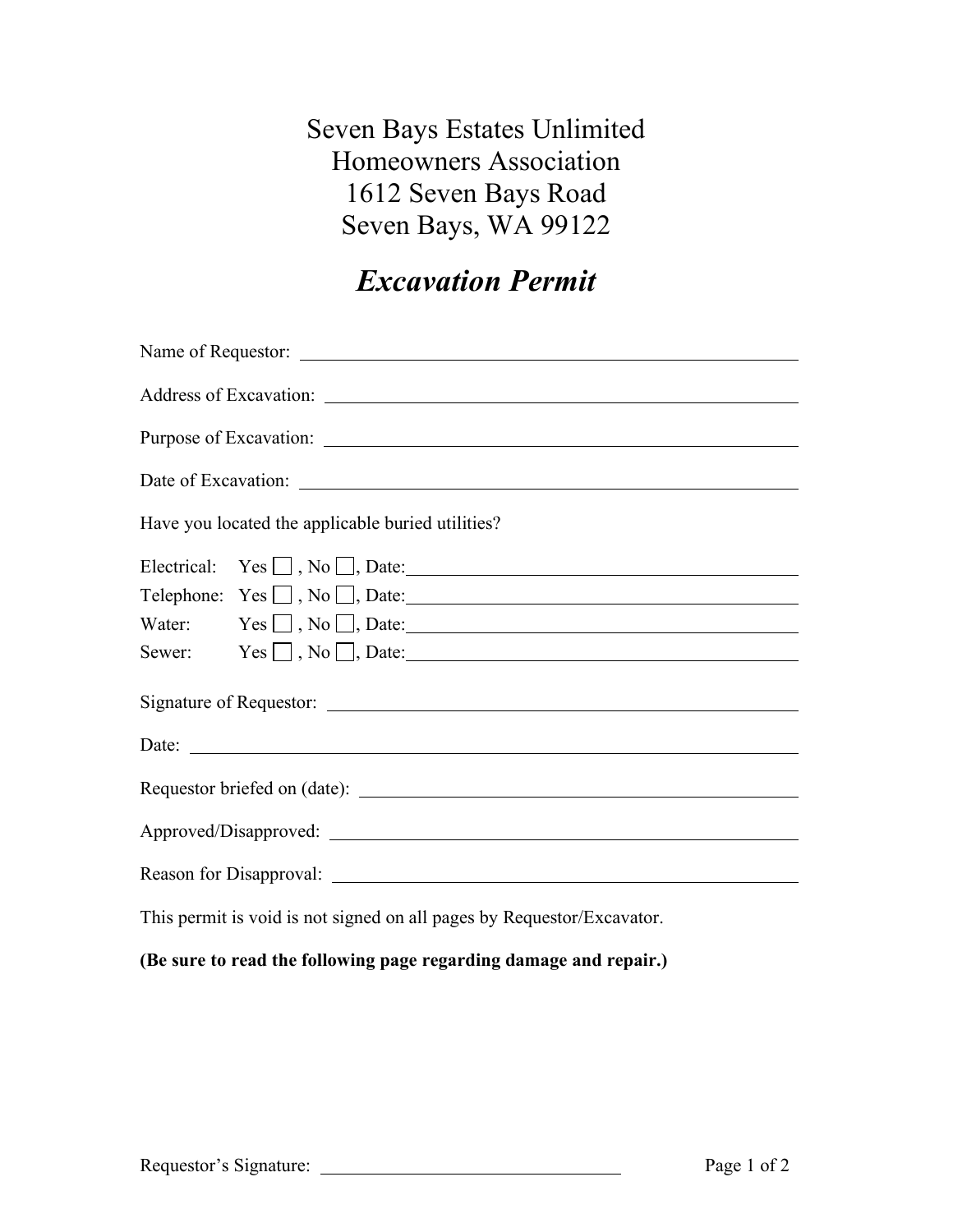# Seven Bays Estates Unlimited
# Homeowners Association
# 1612 Seven Bays Road
# Seven Bays, WA 99122

## *Excavation Permit*

Name of Requestor: ____________________________________________

Address of Excavation: ____________________________________________

Purpose of Excavation: ____________________________________________

Date of Excavation: ____________________________________________

Have you located the applicable buried utilities?

Electrical: Yes ☐ , No ☐, Date:________________________________

Telephone: Yes ☐ , No ☐, Date:________________________________

Water: Yes ☐ , No ☐, Date:________________________________

Sewer: Yes ☐ , No ☐, Date:________________________________

Signature of Requestor: ____________________________________________

Date: ____________________________________________

Requestor briefed on (date): ____________________________________________

Approved/Disapproved: ____________________________________________

Reason for Disapproval: ____________________________________________

This permit is void is not signed on all pages by Requestor/Excavator.

**(Be sure to read the following page regarding damage and repair.)**

Requestor's Signature: ________________________________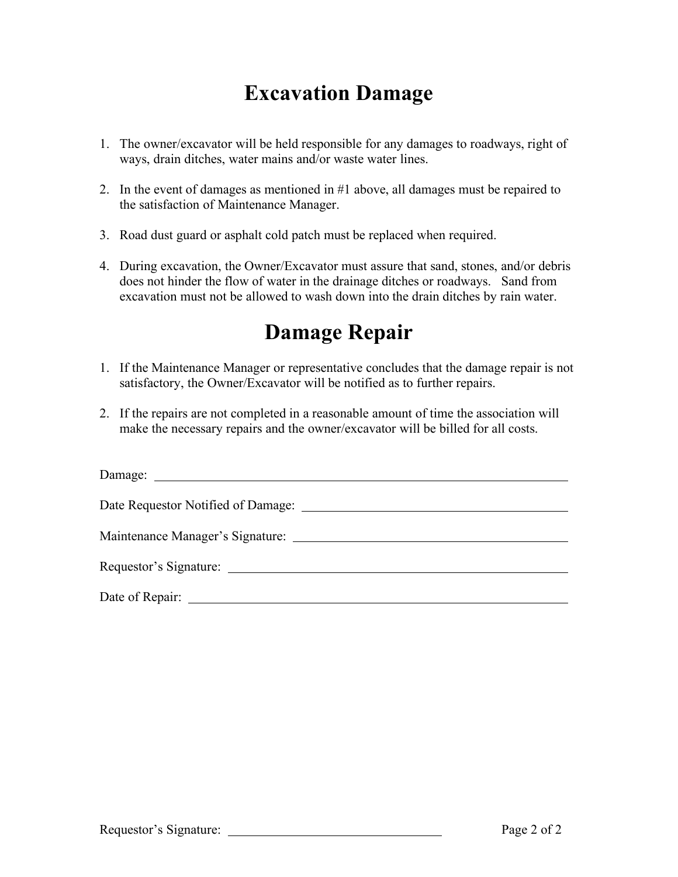# Excavation Damage

1. The owner/excavator will be held responsible for any damages to roadways, right of ways, drain ditches, water mains and/or waste water lines.

2. In the event of damages as mentioned in #1 above, all damages must be repaired to the satisfaction of Maintenance Manager.

3. Road dust guard or asphalt cold patch must be replaced when required.

4. During excavation, the Owner/Excavator must assure that sand, stones, and/or debris does not hinder the flow of water in the drainage ditches or roadways. Sand from excavation must not be allowed to wash down into the drain ditches by rain water.

# Damage Repair

1. If the Maintenance Manager or representative concludes that the damage repair is not satisfactory, the Owner/Excavator will be notified as to further repairs.

2. If the repairs are not completed in a reasonable amount of time the association will make the necessary repairs and the owner/excavator will be billed for all costs.

Damage: ____________________________________________

Date Requestor Notified of Damage: ____________________________

Maintenance Manager's Signature: ____________________________

Requestor's Signature: ____________________________________

Date of Repair: ________________________________________

Requestor's Signature: ______________________